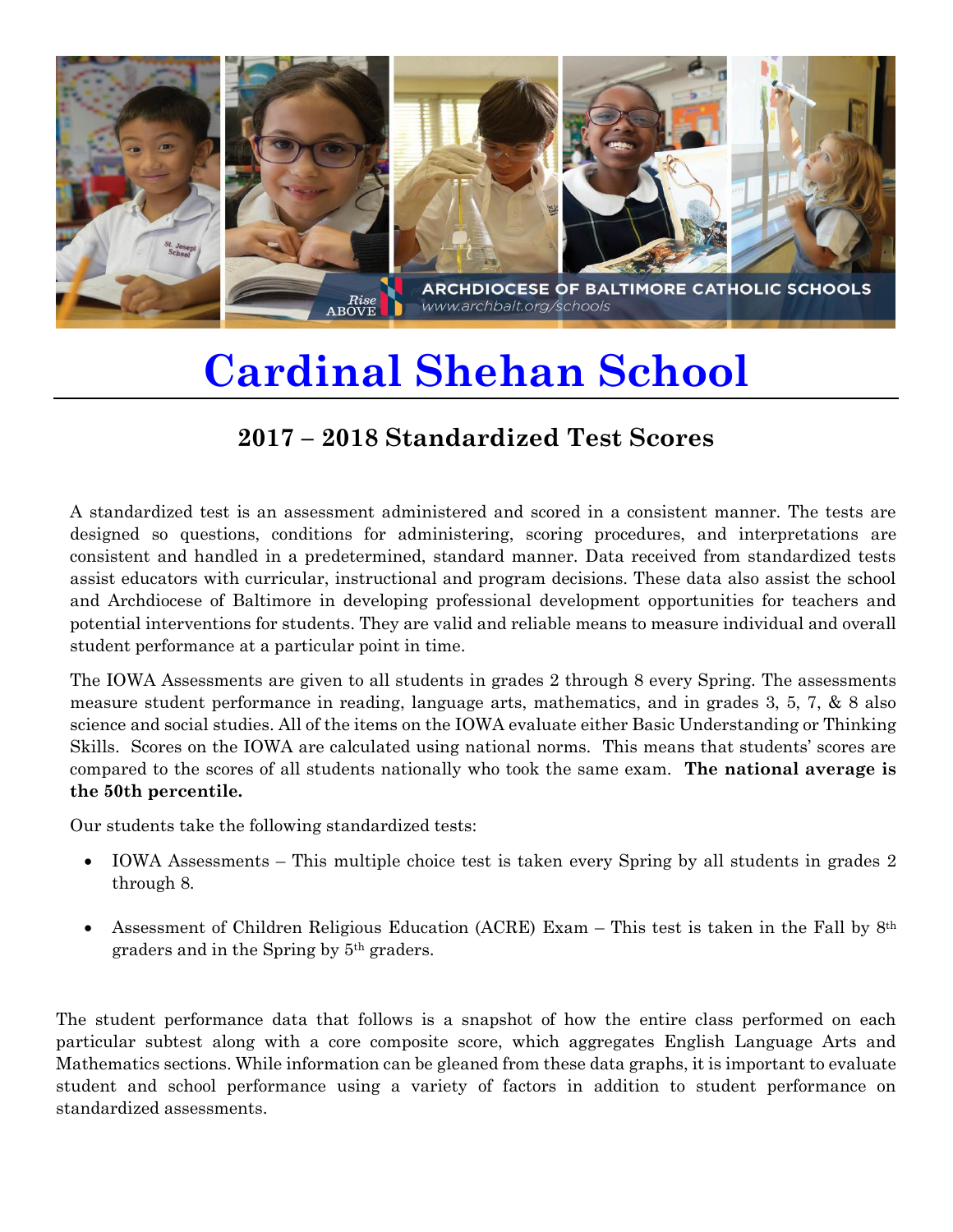ARCHDIOCESE OF BALTIMORE CATHOLIC SCHOOLS
www.archbalt.org/schools

# Cardinal Shehan School

## 2017 – 2018 Standardized Test Scores

A standardized test is an assessment administered and scored in a consistent manner. The tests are designed so questions, conditions for administering, scoring procedures, and interpretations are consistent and handled in a predetermined, standard manner. Data received from standardized tests assist educators with curricular, instructional and program decisions. These data also assist the school and Archdiocese of Baltimore in developing professional development opportunities for teachers and potential interventions for students. They are valid and reliable means to measure individual and overall student performance at a particular point in time.

The IOWA Assessments are given to all students in grades 2 through 8 every Spring. The assessments measure student performance in reading, language arts, mathematics, and in grades 3, 5, 7, & 8 also science and social studies. All of the items on the IOWA evaluate either Basic Understanding or Thinking Skills. Scores on the IOWA are calculated using national norms. This means that students' scores are compared to the scores of all students nationally who took the same exam. **The national average is the 50th percentile.**

Our students take the following standardized tests:

- IOWA Assessments – This multiple choice test is taken every Spring by all students in grades 2 through 8.
- Assessment of Children Religious Education (ACRE) Exam – This test is taken in the Fall by 8th graders and in the Spring by 5th graders.

The student performance data that follows is a snapshot of how the entire class performed on each particular subtest along with a core composite score, which aggregates English Language Arts and Mathematics sections. While information can be gleaned from these data graphs, it is important to evaluate student and school performance using a variety of factors in addition to student performance on standardized assessments.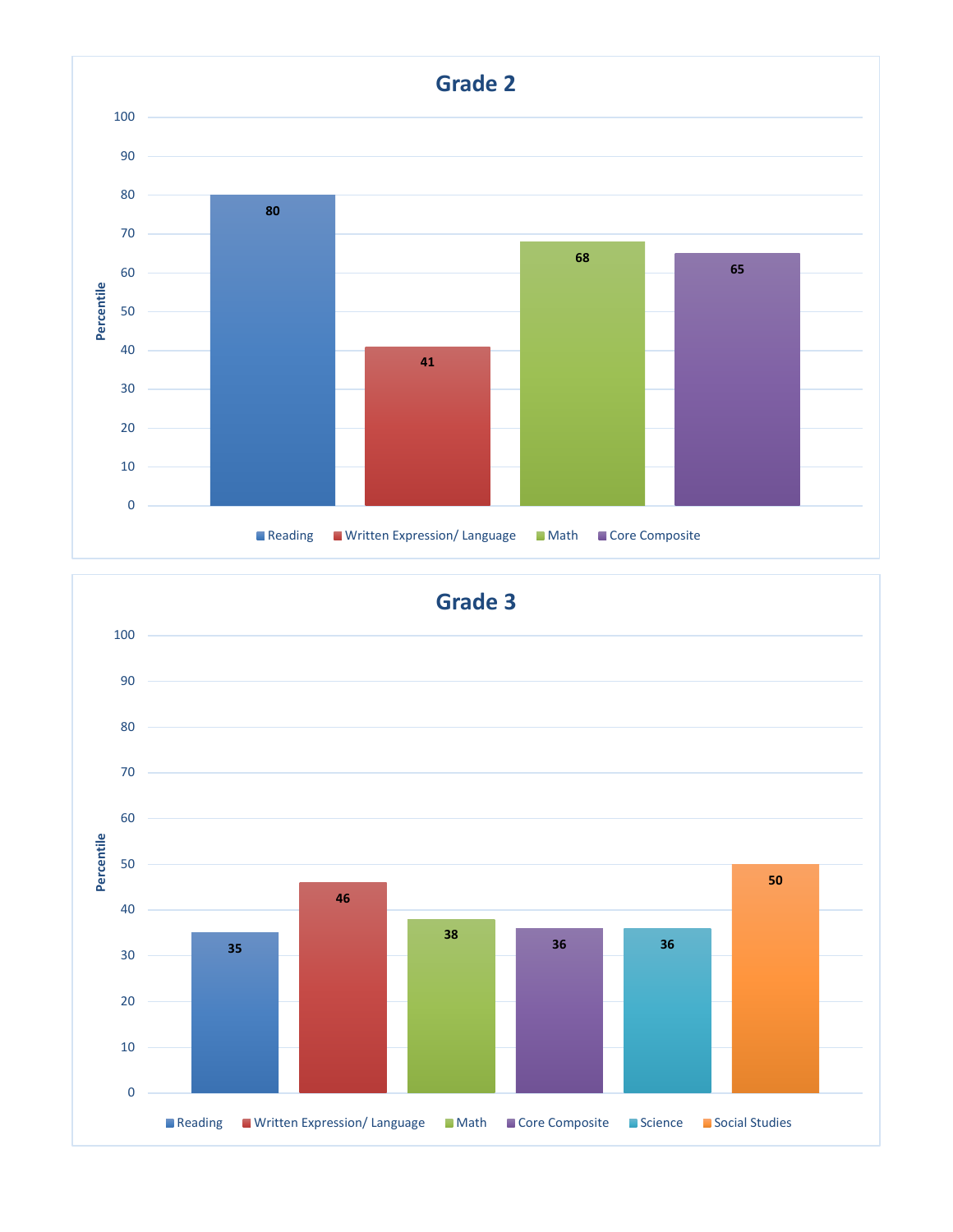## Grade 2

| Subject | Percentile |
| --- | --- |
| Reading | 80 |
| Written Expression/ Language | 41 |
| Math | 68 |
| Core Composite | 65 |

## Grade 3

| Subject | Percentile |
| --- | --- |
| Reading | 35 |
| Written Expression/ Language | 46 |
| Math | 38 |
| Core Composite | 36 |
| Science | 36 |
| Social Studies | 50 |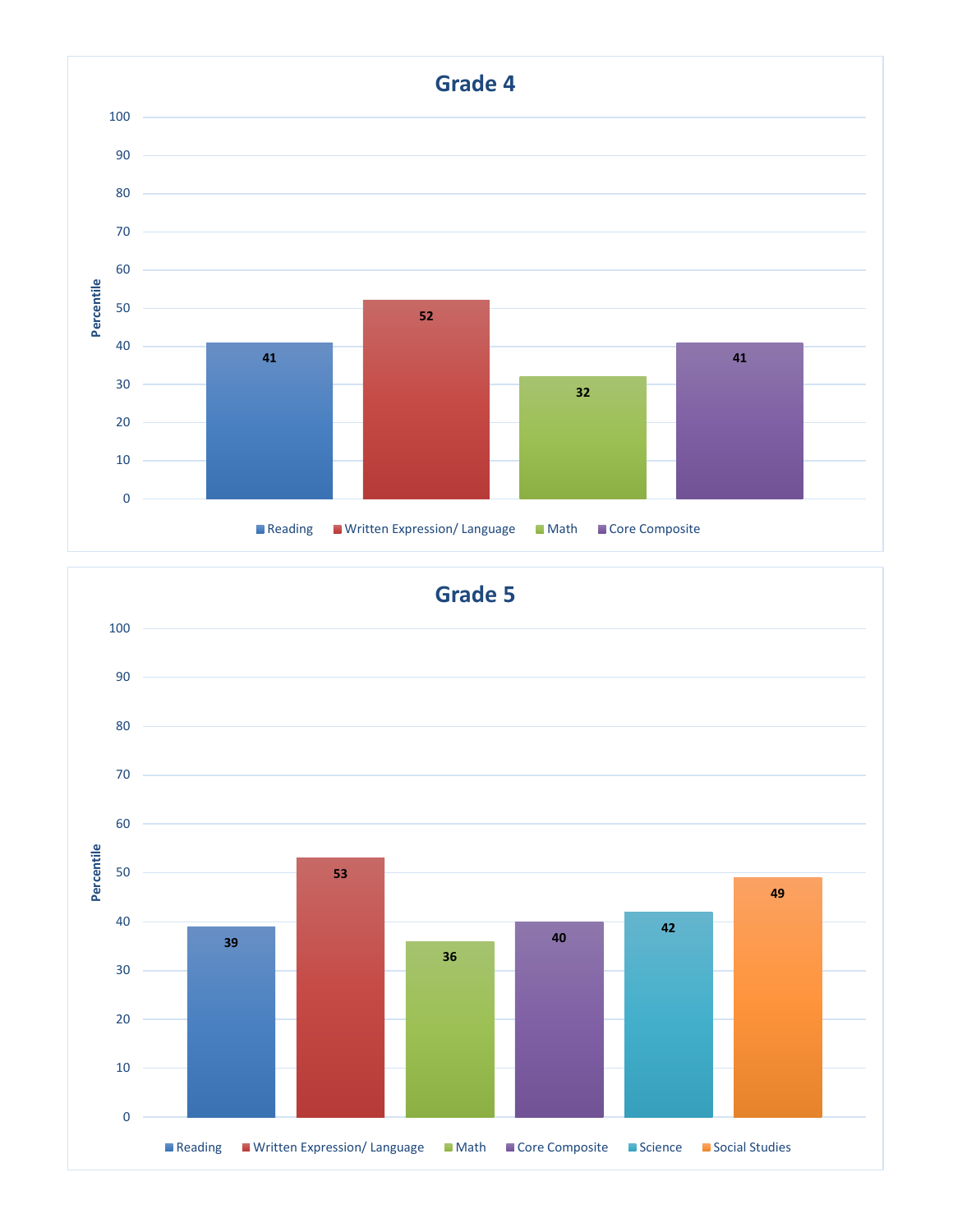## Grade 4

| | Reading | Written Expression/ Language | Math | Core Composite |
|---|---|---|---|---|
| Percentile | 41 | 52 | 32 | 41 |

## Grade 5

| | Reading | Written Expression/ Language | Math | Core Composite | Science | Social Studies |
|---|---|---|---|---|---|---|
| Percentile | 39 | 53 | 36 | 40 | 42 | 49 |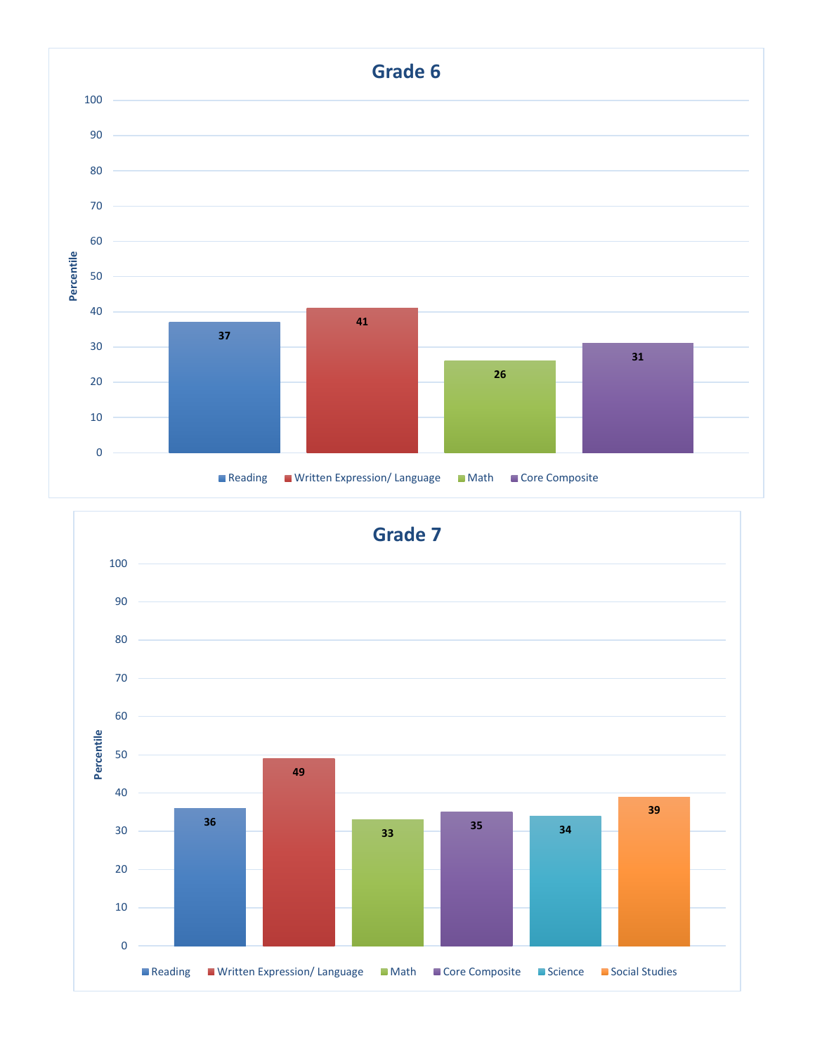## Grade 6

| Subject | Percentile |
| --- | --- |
| Reading | 37 |
| Written Expression/ Language | 41 |
| Math | 26 |
| Core Composite | 31 |

## Grade 7

| Subject | Percentile |
| --- | --- |
| Reading | 36 |
| Written Expression/ Language | 49 |
| Math | 33 |
| Core Composite | 35 |
| Science | 34 |
| Social Studies | 39 |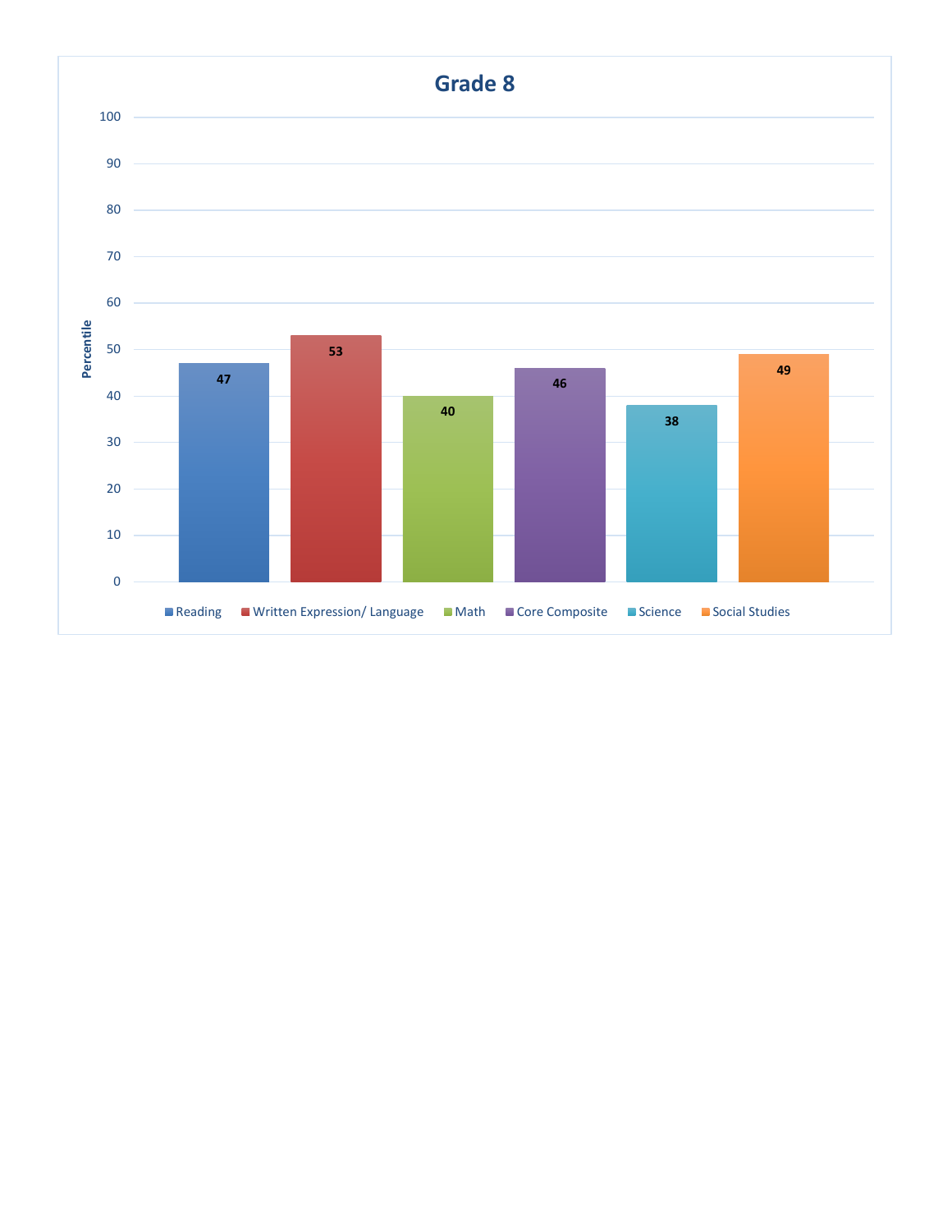## Grade 8

| Subject | Percentile |
| --- | --- |
| Reading | 47 |
| Written Expression/ Language | 53 |
| Math | 40 |
| Core Composite | 46 |
| Science | 38 |
| Social Studies | 49 |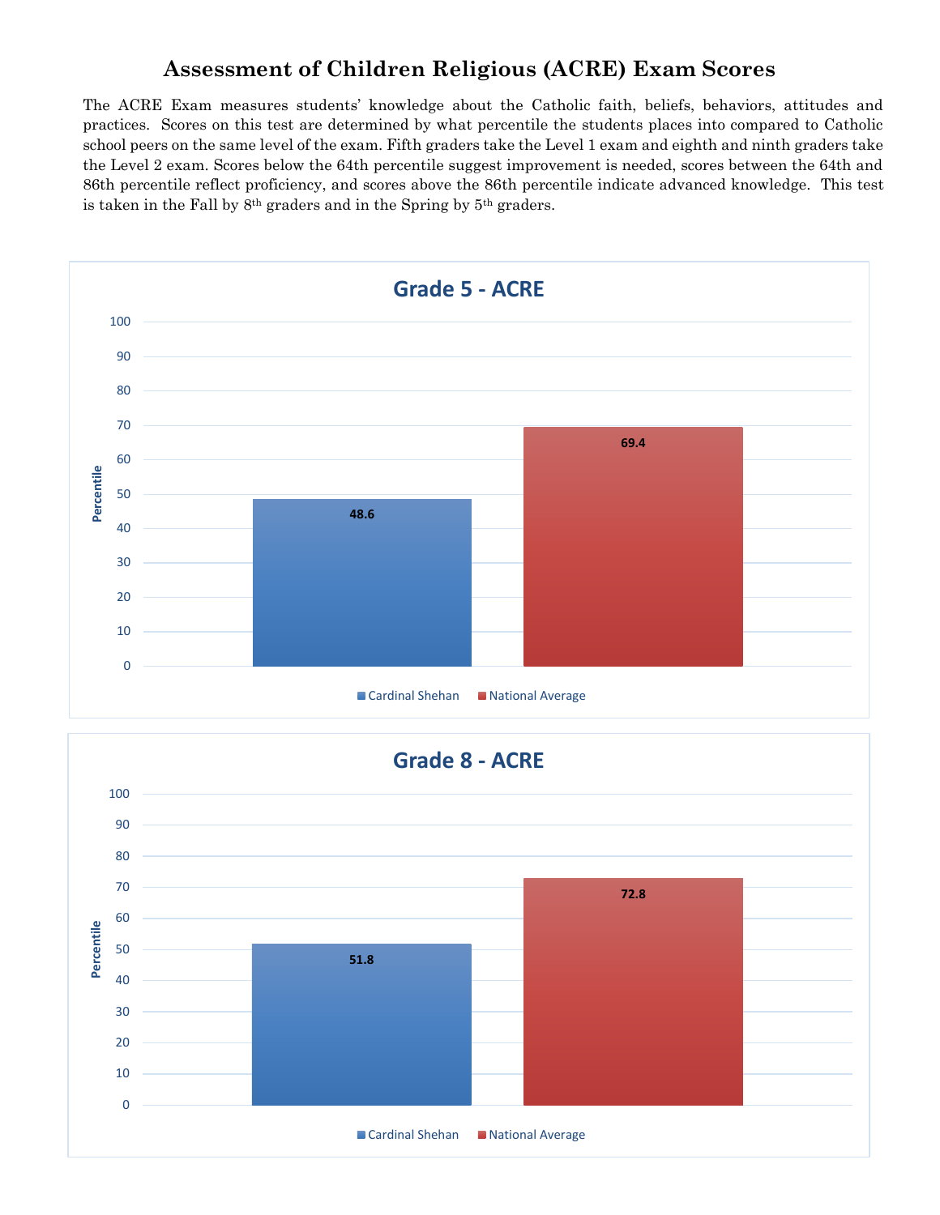# Assessment of Children Religious (ACRE) Exam Scores

The ACRE Exam measures students' knowledge about the Catholic faith, beliefs, behaviors, attitudes and practices. Scores on this test are determined by what percentile the students places into compared to Catholic school peers on the same level of the exam. Fifth graders take the Level 1 exam and eighth and ninth graders take the Level 2 exam. Scores below the 64th percentile suggest improvement is needed, scores between the 64th and 86th percentile reflect proficiency, and scores above the 86th percentile indicate advanced knowledge. This test is taken in the Fall by 8th graders and in the Spring by 5th graders.

Grade 5 - ACRE

Percentile

100
90
80
70
60
50
40
30
20
10
0

48.6
69.4

Cardinal Shehan
National Average

Grade 8 - ACRE

Percentile

100
90
80
70
60
50
40
30
20
10
0

51.8
72.8

Cardinal Shehan
National Average